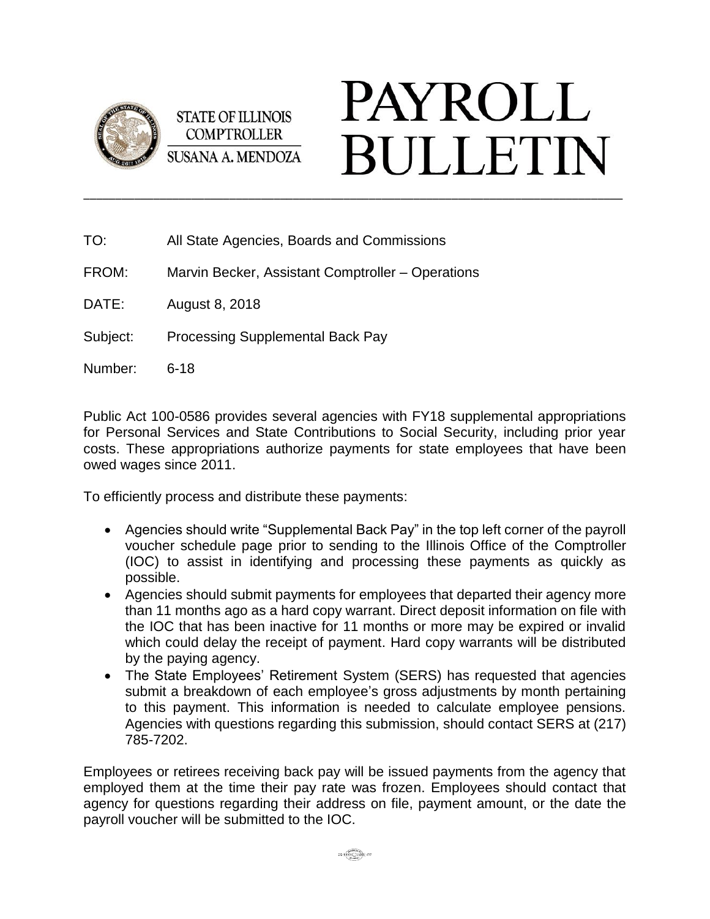STATE OF ILLINOIS
COMPTROLLER
SUSANA A. MENDOZA

# PAYROLL BULLETIN

---

TO: All State Agencies, Boards and Commissions

FROM: Marvin Becker, Assistant Comptroller – Operations

DATE: August 8, 2018

Subject: Processing Supplemental Back Pay

Number: 6-18

Public Act 100-0586 provides several agencies with FY18 supplemental appropriations for Personal Services and State Contributions to Social Security, including prior year costs. These appropriations authorize payments for state employees that have been owed wages since 2011.

To efficiently process and distribute these payments:

- Agencies should write "Supplemental Back Pay" in the top left corner of the payroll voucher schedule page prior to sending to the Illinois Office of the Comptroller (IOC) to assist in identifying and processing these payments as quickly as possible.
- Agencies should submit payments for employees that departed their agency more than 11 months ago as a hard copy warrant. Direct deposit information on file with the IOC that has been inactive for 11 months or more may be expired or invalid which could delay the receipt of payment. Hard copy warrants will be distributed by the paying agency.
- The State Employees' Retirement System (SERS) has requested that agencies submit a breakdown of each employee's gross adjustments by month pertaining to this payment. This information is needed to calculate employee pensions. Agencies with questions regarding this submission, should contact SERS at (217) 785-7202.

Employees or retirees receiving back pay will be issued payments from the agency that employed them at the time their pay rate was frozen. Employees should contact that agency for questions regarding their address on file, payment amount, or the date the payroll voucher will be submitted to the IOC.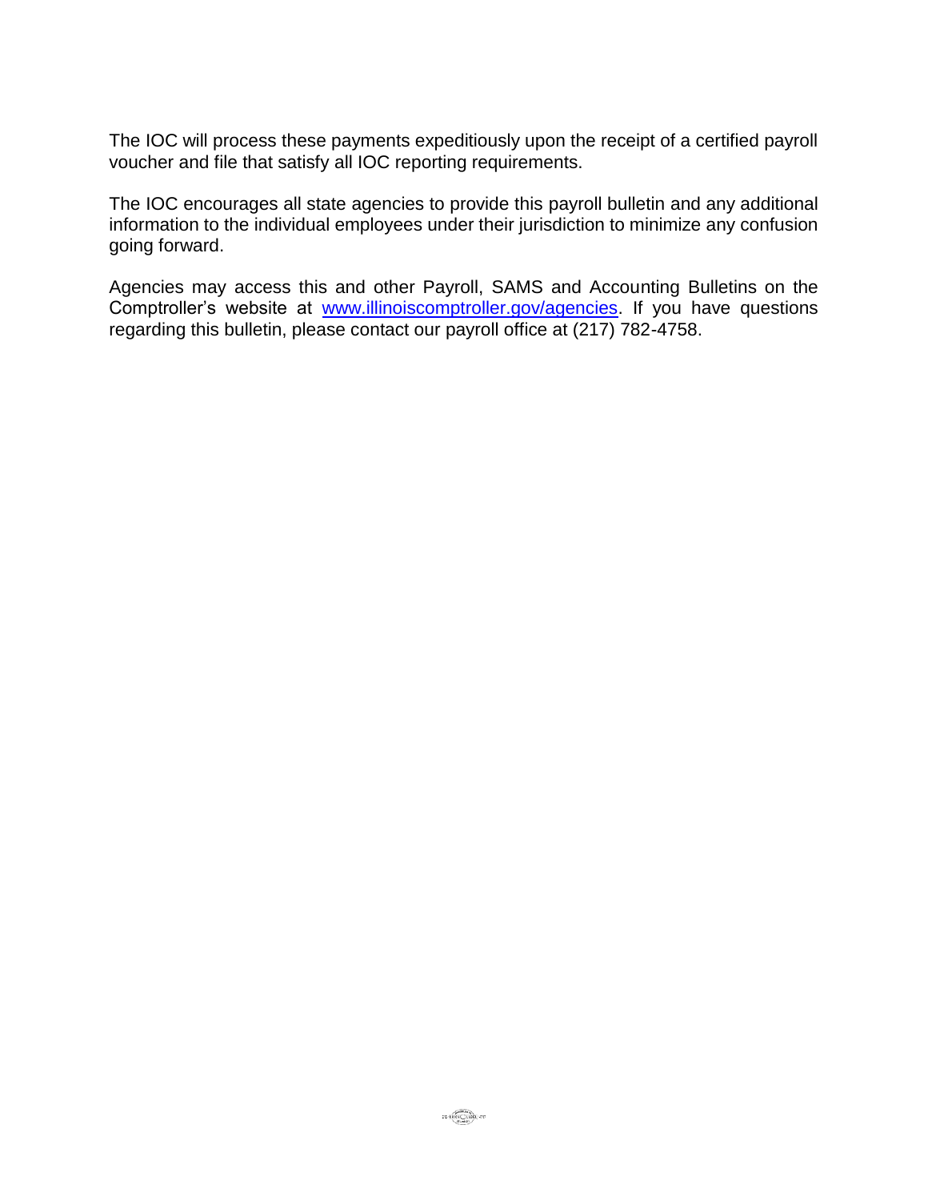The IOC will process these payments expeditiously upon the receipt of a certified payroll voucher and file that satisfy all IOC reporting requirements.

The IOC encourages all state agencies to provide this payroll bulletin and any additional information to the individual employees under their jurisdiction to minimize any confusion going forward.

Agencies may access this and other Payroll, SAMS and Accounting Bulletins on the Comptroller's website at [www.illinoiscomptroller.gov/agencies](http://www.illinoiscomptroller.gov/agencies). If you have questions regarding this bulletin, please contact our payroll office at (217) 782-4758.